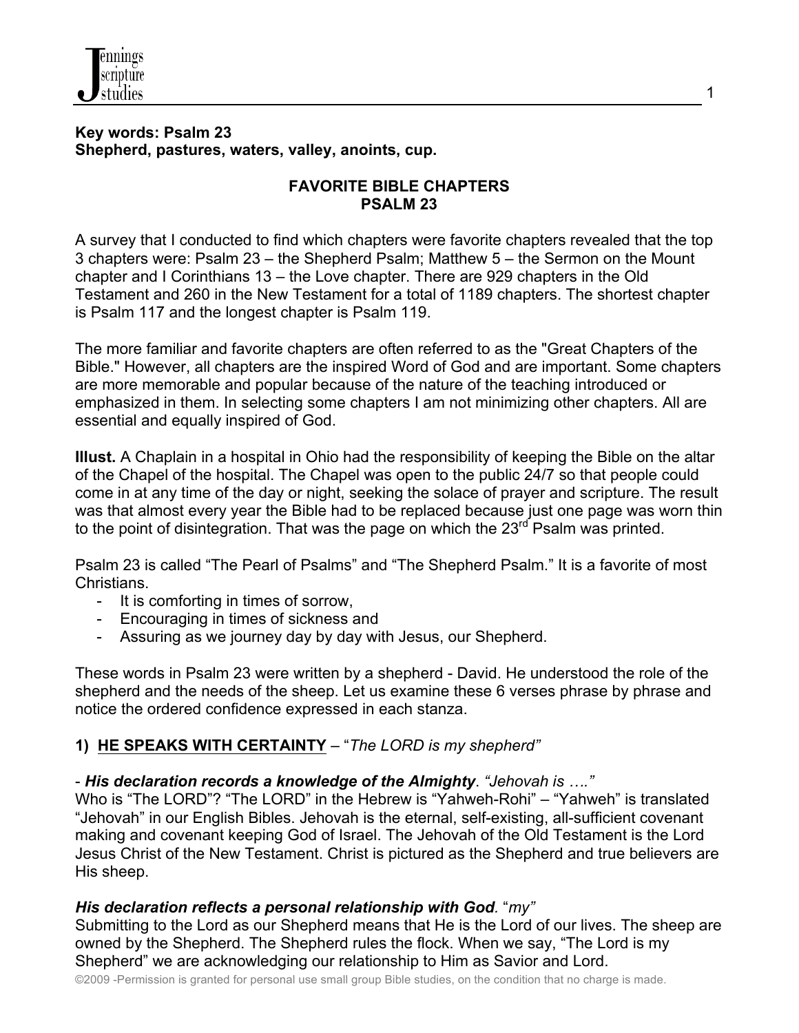**Key words: Psalm 23**
**Shepherd, pastures, waters, valley, anoints, cup.**

## FAVORITE BIBLE CHAPTERS
## PSALM 23

A survey that I conducted to find which chapters were favorite chapters revealed that the top 3 chapters were: Psalm 23 – the Shepherd Psalm; Matthew 5 – the Sermon on the Mount chapter and I Corinthians 13 – the Love chapter. There are 929 chapters in the Old Testament and 260 in the New Testament for a total of 1189 chapters. The shortest chapter is Psalm 117 and the longest chapter is Psalm 119.

The more familiar and favorite chapters are often referred to as the "Great Chapters of the Bible." However, all chapters are the inspired Word of God and are important. Some chapters are more memorable and popular because of the nature of the teaching introduced or emphasized in them. In selecting some chapters I am not minimizing other chapters. All are essential and equally inspired of God.

**Illust.** A Chaplain in a hospital in Ohio had the responsibility of keeping the Bible on the altar of the Chapel of the hospital. The Chapel was open to the public 24/7 so that people could come in at any time of the day or night, seeking the solace of prayer and scripture. The result was that almost every year the Bible had to be replaced because just one page was worn thin to the point of disintegration. That was the page on which the 23rd Psalm was printed.

Psalm 23 is called "The Pearl of Psalms" and "The Shepherd Psalm." It is a favorite of most Christians.

- It is comforting in times of sorrow,
- Encouraging in times of sickness and
- Assuring as we journey day by day with Jesus, our Shepherd.

These words in Psalm 23 were written by a shepherd - David. He understood the role of the shepherd and the needs of the sheep. Let us examine these 6 verses phrase by phrase and notice the ordered confidence expressed in each stanza.

### 1) <u>HE SPEAKS WITH CERTAINTY</u> – "*The LORD is my shepherd*"

- ***His declaration records a knowledge of the Almighty***. *"Jehovah is …."*

Who is "The LORD"? "The LORD" in the Hebrew is "Yahweh-Rohi" – "Yahweh" is translated "Jehovah" in our English Bibles. Jehovah is the eternal, self-existing, all-sufficient covenant making and covenant keeping God of Israel. The Jehovah of the Old Testament is the Lord Jesus Christ of the New Testament. Christ is pictured as the Shepherd and true believers are His sheep.

***His declaration reflects a personal relationship with God***. "*my*"

Submitting to the Lord as our Shepherd means that He is the Lord of our lives. The sheep are owned by the Shepherd. The Shepherd rules the flock. When we say, "The Lord is my Shepherd" we are acknowledging our relationship to Him as Savior and Lord.

©2009 -Permission is granted for personal use small group Bible studies, on the condition that no charge is made.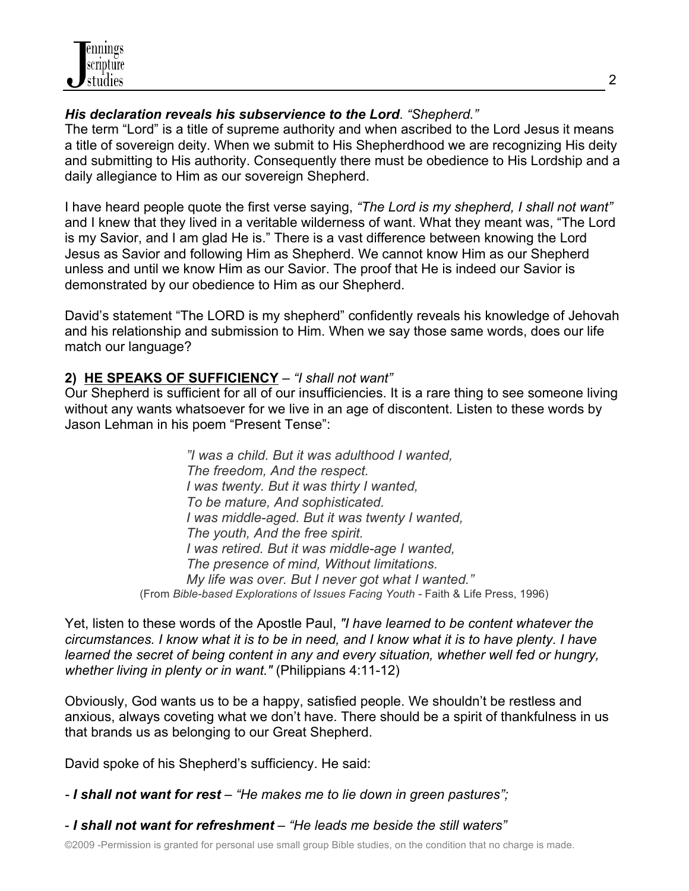***His declaration reveals his subservience to the Lord***. *"Shepherd."*
The term "Lord" is a title of supreme authority and when ascribed to the Lord Jesus it means a title of sovereign deity. When we submit to His Shepherdhood we are recognizing His deity and submitting to His authority. Consequently there must be obedience to His Lordship and a daily allegiance to Him as our sovereign Shepherd.

I have heard people quote the first verse saying, *"The Lord is my shepherd, I shall not want"* and I knew that they lived in a veritable wilderness of want. What they meant was, "The Lord is my Savior, and I am glad He is." There is a vast difference between knowing the Lord Jesus as Savior and following Him as Shepherd. We cannot know Him as our Shepherd unless and until we know Him as our Savior. The proof that He is indeed our Savior is demonstrated by our obedience to Him as our Shepherd.

David's statement "The LORD is my shepherd" confidently reveals his knowledge of Jehovah and his relationship and submission to Him. When we say those same words, does our life match our language?

**2) <u>HE SPEAKS OF SUFFICIENCY</u>** – *"I shall not want"*
Our Shepherd is sufficient for all of our insufficiencies. It is a rare thing to see someone living without any wants whatsoever for we live in an age of discontent. Listen to these words by Jason Lehman in his poem "Present Tense":

> *"I was a child. But it was adulthood I wanted,*
> *The freedom, And the respect.*
> *I was twenty. But it was thirty I wanted,*
> *To be mature, And sophisticated.*
> *I was middle-aged. But it was twenty I wanted,*
> *The youth, And the free spirit.*
> *I was retired. But it was middle-age I wanted,*
> *The presence of mind, Without limitations.*
> *My life was over. But I never got what I wanted."*
> (From *Bible-based Explorations of Issues Facing Youth* - Faith & Life Press, 1996)

Yet, listen to these words of the Apostle Paul, *"I have learned to be content whatever the circumstances. I know what it is to be in need, and I know what it is to have plenty. I have learned the secret of being content in any and every situation, whether well fed or hungry, whether living in plenty or in want."* (Philippians 4:11-12)

Obviously, God wants us to be a happy, satisfied people. We shouldn't be restless and anxious, always coveting what we don't have. There should be a spirit of thankfulness in us that brands us as belonging to our Great Shepherd.

David spoke of his Shepherd's sufficiency. He said:

- ***I shall not want for rest*** – *"He makes me to lie down in green pastures";*

- ***I shall not want for refreshment*** – *"He leads me beside the still waters"*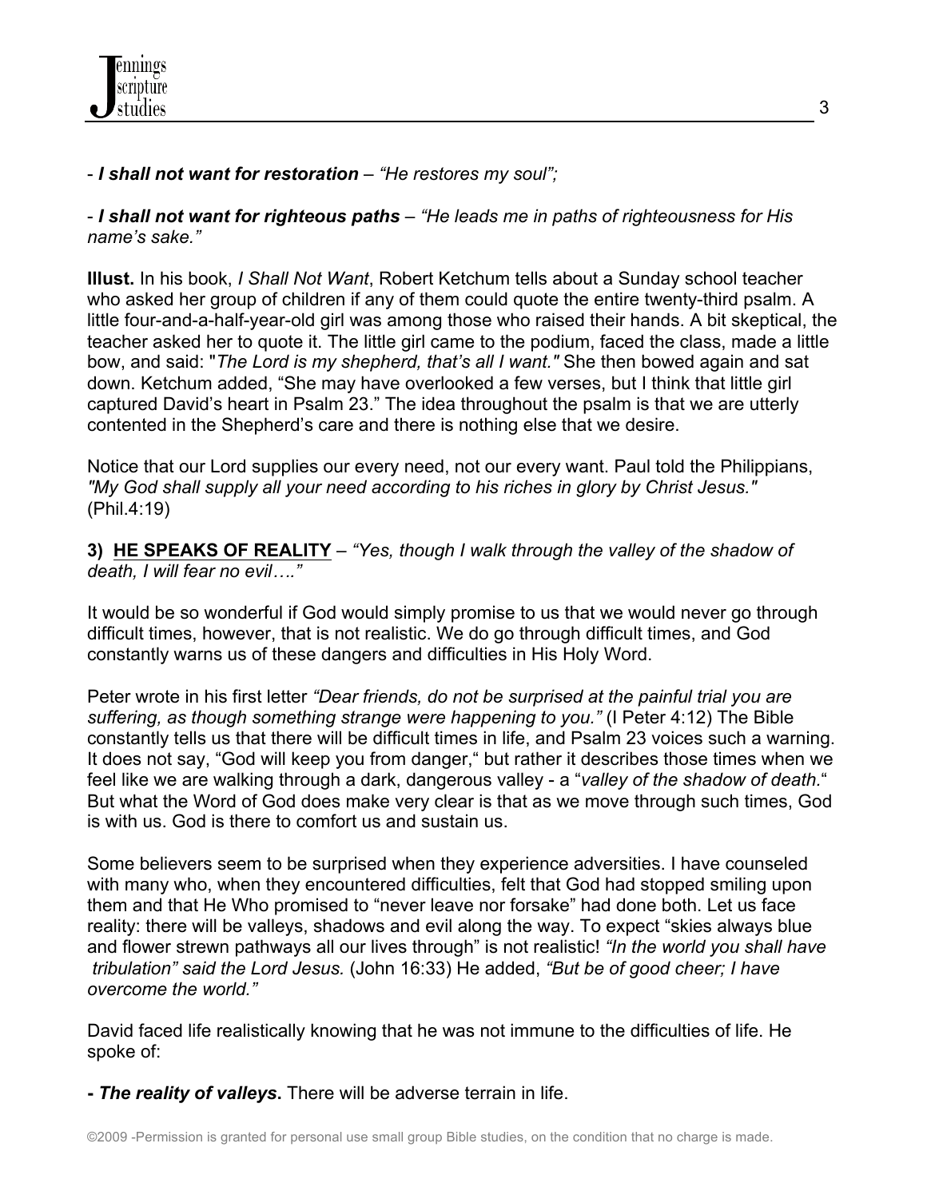- ***I shall not want for restoration*** – *"He restores my soul";*

- ***I shall not want for righteous paths*** – *"He leads me in paths of righteousness for His name's sake."*

**Illust.** In his book, *I Shall Not Want*, Robert Ketchum tells about a Sunday school teacher who asked her group of children if any of them could quote the entire twenty-third psalm. A little four-and-a-half-year-old girl was among those who raised their hands. A bit skeptical, the teacher asked her to quote it. The little girl came to the podium, faced the class, made a little bow, and said: "*The Lord is my shepherd, that's all I want."* She then bowed again and sat down. Ketchum added, "She may have overlooked a few verses, but I think that little girl captured David's heart in Psalm 23." The idea throughout the psalm is that we are utterly contented in the Shepherd's care and there is nothing else that we desire.

Notice that our Lord supplies our every need, not our every want. Paul told the Philippians, *"My God shall supply all your need according to his riches in glory by Christ Jesus."* (Phil.4:19)

**3) <u>HE SPEAKS OF REALITY</u>** – *"Yes, though I walk through the valley of the shadow of death, I will fear no evil…."*

It would be so wonderful if God would simply promise to us that we would never go through difficult times, however, that is not realistic. We do go through difficult times, and God constantly warns us of these dangers and difficulties in His Holy Word.

Peter wrote in his first letter *"Dear friends, do not be surprised at the painful trial you are suffering, as though something strange were happening to you."* (I Peter 4:12) The Bible constantly tells us that there will be difficult times in life, and Psalm 23 voices such a warning. It does not say, "God will keep you from danger," but rather it describes those times when we feel like we are walking through a dark, dangerous valley - a "*valley of the shadow of death.*" But what the Word of God does make very clear is that as we move through such times, God is with us. God is there to comfort us and sustain us.

Some believers seem to be surprised when they experience adversities. I have counseled with many who, when they encountered difficulties, felt that God had stopped smiling upon them and that He Who promised to "never leave nor forsake" had done both. Let us face reality: there will be valleys, shadows and evil along the way. To expect "skies always blue and flower strewn pathways all our lives through" is not realistic! *"In the world you shall have tribulation" said the Lord Jesus.* (John 16:33) He added, *"But be of good cheer; I have overcome the world."*

David faced life realistically knowing that he was not immune to the difficulties of life. He spoke of:

**- *The reality of valleys*.** There will be adverse terrain in life.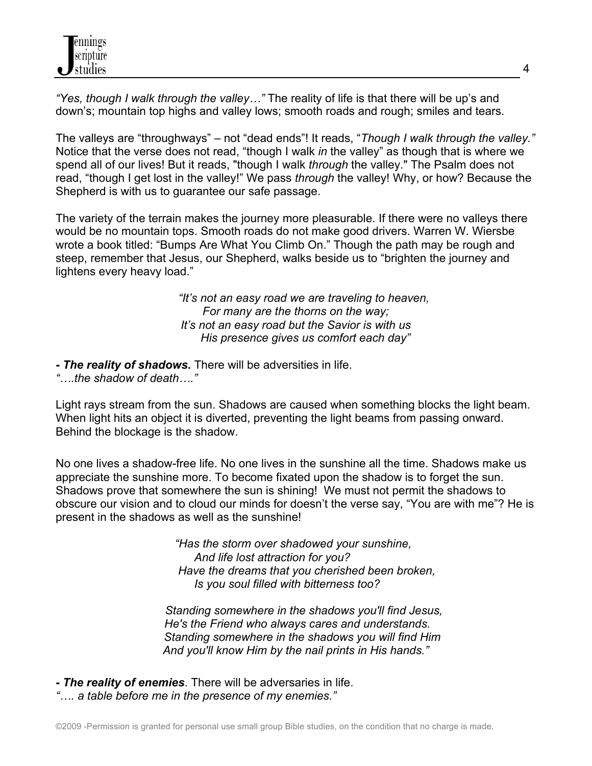*"Yes, though I walk through the valley…"* The reality of life is that there will be up's and down's; mountain top highs and valley lows; smooth roads and rough; smiles and tears.

The valleys are "throughways" – not "dead ends"! It reads, "*Though I walk through the valley."* Notice that the verse does not read, "though I walk *in* the valley" as though that is where we spend all of our lives! But it reads, "though I walk *through* the valley." The Psalm does not read, "though I get lost in the valley!" We pass *through* the valley! Why, or how? Because the Shepherd is with us to guarantee our safe passage.

The variety of the terrain makes the journey more pleasurable. If there were no valleys there would be no mountain tops. Smooth roads do not make good drivers. Warren W. Wiersbe wrote a book titled: "Bumps Are What You Climb On." Though the path may be rough and steep, remember that Jesus, our Shepherd, walks beside us to "brighten the journey and lightens every heavy load."

> *"It's not an easy road we are traveling to heaven,*
> *For many are the thorns on the way;*
> *It's not an easy road but the Savior is with us*
> *His presence gives us comfort each day"*

**- *The reality of shadows*.** There will be adversities in life.
*"….the shadow of death…."*

Light rays stream from the sun. Shadows are caused when something blocks the light beam. When light hits an object it is diverted, preventing the light beams from passing onward. Behind the blockage is the shadow.

No one lives a shadow-free life. No one lives in the sunshine all the time. Shadows make us appreciate the sunshine more. To become fixated upon the shadow is to forget the sun. Shadows prove that somewhere the sun is shining! We must not permit the shadows to obscure our vision and to cloud our minds for doesn't the verse say, "You are with me"? He is present in the shadows as well as the sunshine!

> *"Has the storm over shadowed your sunshine,*
> *And life lost attraction for you?*
> *Have the dreams that you cherished been broken,*
> *Is you soul filled with bitterness too?*
>
> *Standing somewhere in the shadows you'll find Jesus,*
> *He's the Friend who always cares and understands.*
> *Standing somewhere in the shadows you will find Him*
> *And you'll know Him by the nail prints in His hands."*

***- The reality of enemies*.** There will be adversaries in life.
*"…. a table before me in the presence of my enemies."*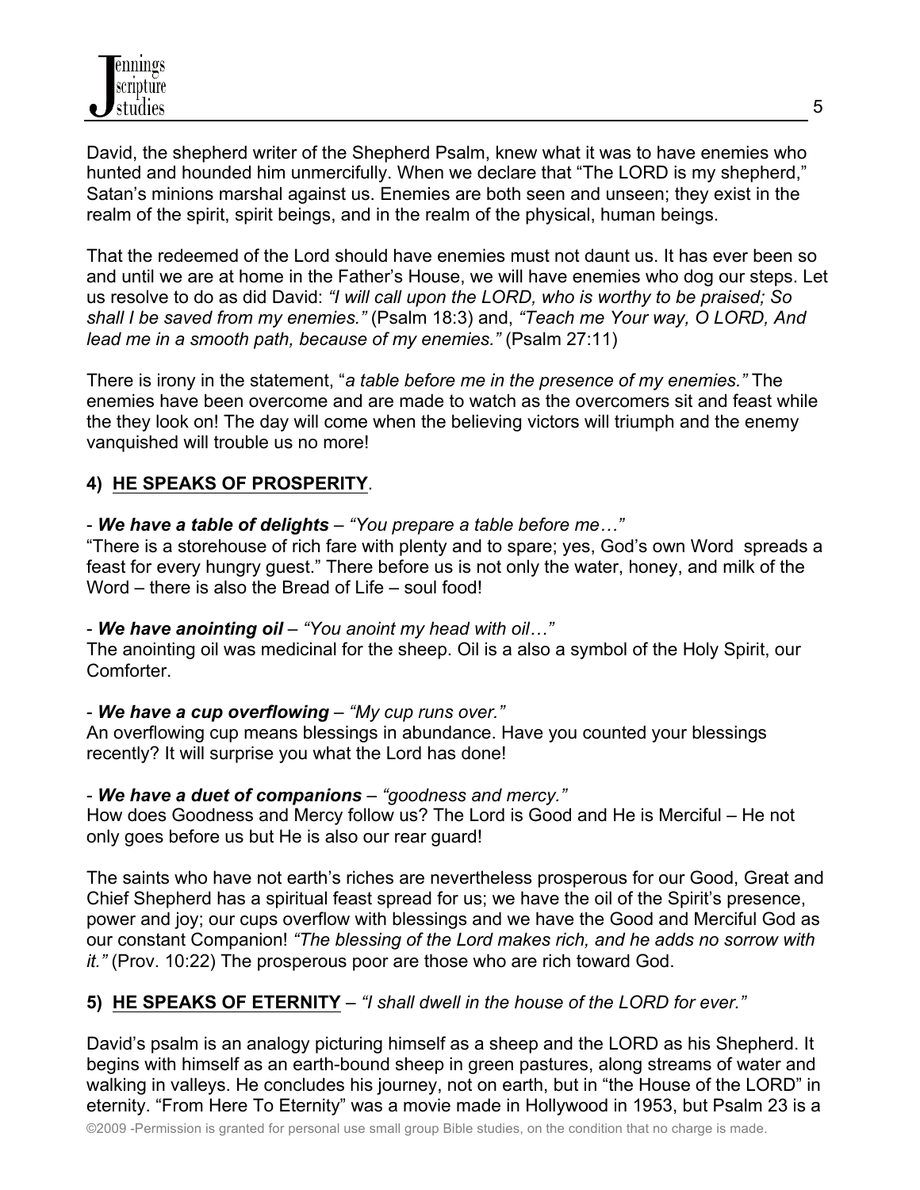David, the shepherd writer of the Shepherd Psalm, knew what it was to have enemies who hunted and hounded him unmercifully. When we declare that "The LORD is my shepherd," Satan's minions marshal against us. Enemies are both seen and unseen; they exist in the realm of the spirit, spirit beings, and in the realm of the physical, human beings.

That the redeemed of the Lord should have enemies must not daunt us. It has ever been so and until we are at home in the Father's House, we will have enemies who dog our steps. Let us resolve to do as did David: *"I will call upon the LORD, who is worthy to be praised; So shall I be saved from my enemies."* (Psalm 18:3) and, *"Teach me Your way, O LORD, And lead me in a smooth path, because of my enemies."* (Psalm 27:11)

There is irony in the statement, "*a table before me in the presence of my enemies."* The enemies have been overcome and are made to watch as the overcomers sit and feast while the they look on! The day will come when the believing victors will triumph and the enemy vanquished will trouble us no more!

**4) HE SPEAKS OF PROSPERITY**.

- ***We have a table of delights*** – *"You prepare a table before me…"*
"There is a storehouse of rich fare with plenty and to spare; yes, God's own Word spreads a feast for every hungry guest." There before us is not only the water, honey, and milk of the Word – there is also the Bread of Life – soul food!

- ***We have anointing oil*** – *"You anoint my head with oil…"*
The anointing oil was medicinal for the sheep. Oil is a also a symbol of the Holy Spirit, our Comforter.

- ***We have a cup overflowing*** – *"My cup runs over."*
An overflowing cup means blessings in abundance. Have you counted your blessings recently? It will surprise you what the Lord has done!

- ***We have a duet of companions*** – *"goodness and mercy."*
How does Goodness and Mercy follow us? The Lord is Good and He is Merciful – He not only goes before us but He is also our rear guard!

The saints who have not earth's riches are nevertheless prosperous for our Good, Great and Chief Shepherd has a spiritual feast spread for us; we have the oil of the Spirit's presence, power and joy; our cups overflow with blessings and we have the Good and Merciful God as our constant Companion! *"The blessing of the Lord makes rich, and he adds no sorrow with it."* (Prov. 10:22) The prosperous poor are those who are rich toward God.

**5) HE SPEAKS OF ETERNITY** – *"I shall dwell in the house of the LORD for ever."*

David's psalm is an analogy picturing himself as a sheep and the LORD as his Shepherd. It begins with himself as an earth-bound sheep in green pastures, along streams of water and walking in valleys. He concludes his journey, not on earth, but in "the House of the LORD" in eternity. "From Here To Eternity" was a movie made in Hollywood in 1953, but Psalm 23 is a

©2009 -Permission is granted for personal use small group Bible studies, on the condition that no charge is made.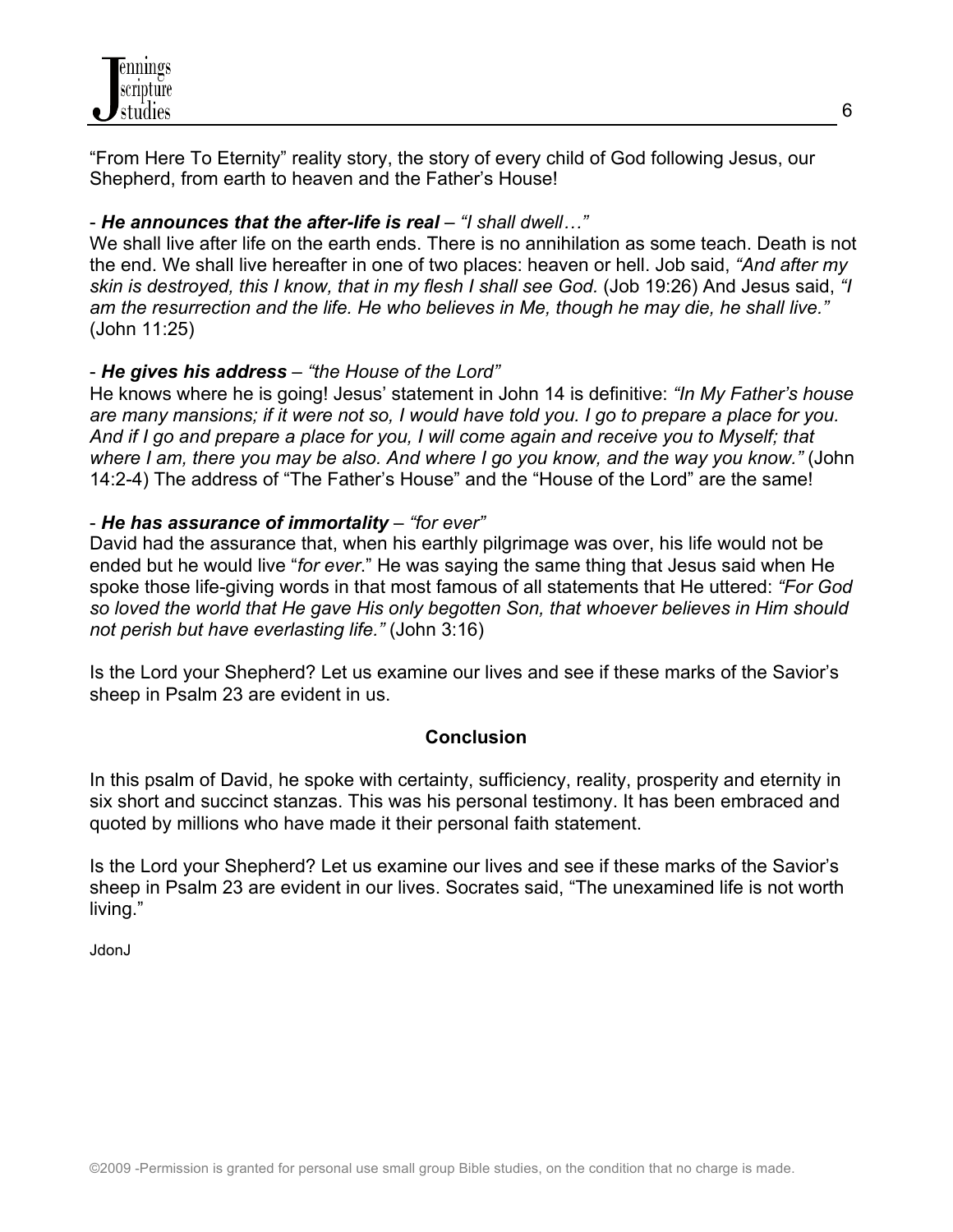"From Here To Eternity" reality story, the story of every child of God following Jesus, our Shepherd, from earth to heaven and the Father's House!

- ***He announces that the after-life is real*** – *"I shall dwell…"*

We shall live after life on the earth ends. There is no annihilation as some teach. Death is not the end. We shall live hereafter in one of two places: heaven or hell. Job said, *"And after my skin is destroyed, this I know, that in my flesh I shall see God.* (Job 19:26) And Jesus said, *"I am the resurrection and the life. He who believes in Me, though he may die, he shall live."* (John 11:25)

- ***He gives his address*** – *"the House of the Lord"*

He knows where he is going! Jesus' statement in John 14 is definitive: *"In My Father's house are many mansions; if it were not so, I would have told you. I go to prepare a place for you. And if I go and prepare a place for you, I will come again and receive you to Myself; that where I am, there you may be also. And where I go you know, and the way you know."* (John 14:2-4) The address of "The Father's House" and the "House of the Lord" are the same!

- ***He has assurance of immortality*** – *"for ever"*

David had the assurance that, when his earthly pilgrimage was over, his life would not be ended but he would live "*for ever*." He was saying the same thing that Jesus said when He spoke those life-giving words in that most famous of all statements that He uttered: *"For God so loved the world that He gave His only begotten Son, that whoever believes in Him should not perish but have everlasting life."* (John 3:16)

Is the Lord your Shepherd? Let us examine our lives and see if these marks of the Savior's sheep in Psalm 23 are evident in us.

## Conclusion

In this psalm of David, he spoke with certainty, sufficiency, reality, prosperity and eternity in six short and succinct stanzas. This was his personal testimony. It has been embraced and quoted by millions who have made it their personal faith statement.

Is the Lord your Shepherd? Let us examine our lives and see if these marks of the Savior's sheep in Psalm 23 are evident in our lives. Socrates said, "The unexamined life is not worth living."

JdonJ

©2009 -Permission is granted for personal use small group Bible studies, on the condition that no charge is made.